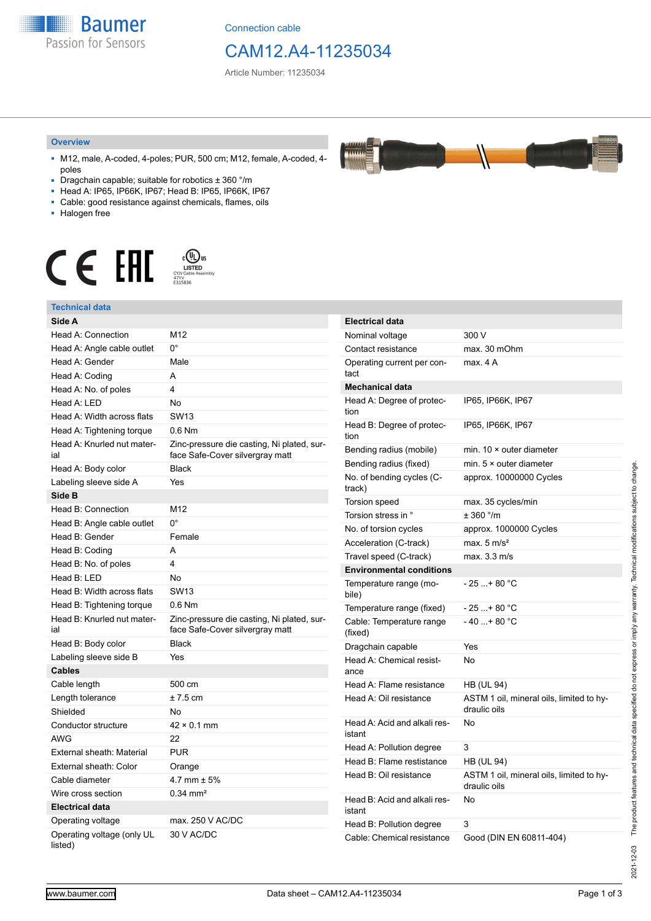Connection cable

# CAM12.A4-11235034

Article Number: 11235034

## Overview

- M12, male, A-coded, 4-poles; PUR, 500 cm; M12, female, A-coded, 4-poles
- Dragchain capable; suitable for robotics ± 360 °/m
- Head A: IP65, IP66K, IP67; Head B: IP65, IP66K, IP67
- Cable: good resistance against chemicals, flames, oils
- Halogen free

LISTED CYJV Cable Assembly 47YY E315836

## Technical data

| Side A | |
|---|---|
| Head A: Connection | M12 |
| Head A: Angle cable outlet | 0° |
| Head A: Gender | Male |
| Head A: Coding | A |
| Head A: No. of poles | 4 |
| Head A: LED | No |
| Head A: Width across flats | SW13 |
| Head A: Tightening torque | 0.6 Nm |
| Head A: Knurled nut material | Zinc-pressure die casting, Ni plated, surface Safe-Cover silvergray matt |
| Head A: Body color | Black |
| Labeling sleeve side A | Yes |
| **Side B** | |
| Head B: Connection | M12 |
| Head B: Angle cable outlet | 0° |
| Head B: Gender | Female |
| Head B: Coding | A |
| Head B: No. of poles | 4 |
| Head B: LED | No |
| Head B: Width across flats | SW13 |
| Head B: Tightening torque | 0.6 Nm |
| Head B: Knurled nut material | Zinc-pressure die casting, Ni plated, surface Safe-Cover silvergray matt |
| Head B: Body color | Black |
| Labeling sleeve side B | Yes |
| **Cables** | |
| Cable length | 500 cm |
| Length tolerance | ± 7.5 cm |
| Shielded | No |
| Conductor structure | 42 × 0.1 mm |
| AWG | 22 |
| External sheath: Material | PUR |
| External sheath: Color | Orange |
| Cable diameter | 4.7 mm ± 5% |
| Wire cross section | 0.34 mm² |
| **Electrical data** | |
| Operating voltage | max. 250 V AC/DC |
| Operating voltage (only UL listed) | 30 V AC/DC |

| Electrical data | |
|---|---|
| Nominal voltage | 300 V |
| Contact resistance | max. 30 mOhm |
| Operating current per contact | max. 4 A |
| **Mechanical data** | |
| Head A: Degree of protection | IP65, IP66K, IP67 |
| Head B: Degree of protection | IP65, IP66K, IP67 |
| Bending radius (mobile) | min. 10 × outer diameter |
| Bending radius (fixed) | min. 5 × outer diameter |
| No. of bending cycles (C-track) | approx. 10000000 Cycles |
| Torsion speed | max. 35 cycles/min |
| Torsion stress in ° | ± 360 °/m |
| No. of torsion cycles | approx. 1000000 Cycles |
| Acceleration (C-track) | max. 5 m/s² |
| Travel speed (C-track) | max. 3.3 m/s |
| **Environmental conditions** | |
| Temperature range (mobile) | - 25 ...+ 80 °C |
| Temperature range (fixed) | - 25 ...+ 80 °C |
| Cable: Temperature range (fixed) | - 40 ...+ 80 °C |
| Dragchain capable | Yes |
| Head A: Chemical resistance | No |
| Head A: Flame resistance | HB (UL 94) |
| Head A: Oil resistance | ASTM 1 oil, mineral oils, limited to hydraulic oils |
| Head A: Acid and alkali resistant | No |
| Head A: Pollution degree | 3 |
| Head B: Flame resistance | HB (UL 94) |
| Head B: Oil resistance | ASTM 1 oil, mineral oils, limited to hydraulic oils |
| Head B: Acid and alkali resistant | No |
| Head B: Pollution degree | 3 |
| Cable: Chemical resistance | Good (DIN EN 60811-404) |

2021-12-03 The product features and technical data specified do not express or imply any warranty. Technical modifications subject to change.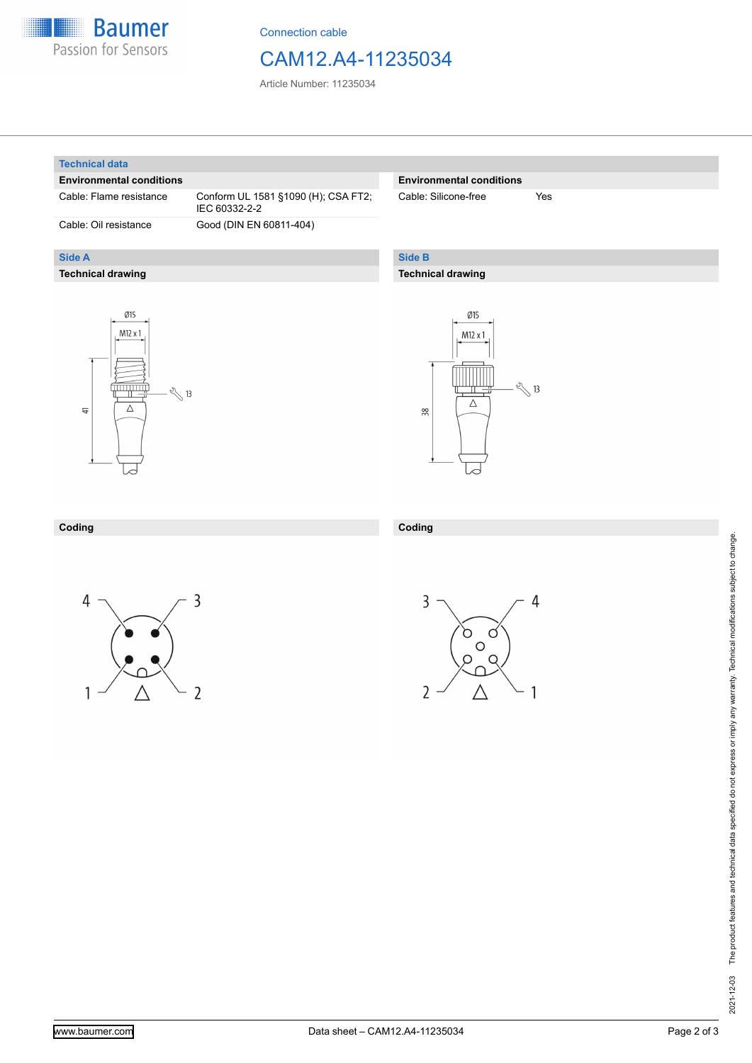Connection cable

# CAM12.A4-11235034

Article Number: 11235034

## Technical data

### Environmental conditions

| | |
|---|---|
| Cable: Flame resistance | Conform UL 1581 §1090 (H); CSA FT2; IEC 60332-2-2 |
| Cable: Oil resistance | Good (DIN EN 60811-404) |

### Environmental conditions

| | |
|---|---|
| Cable: Silicone-free | Yes |

## Side A

### Technical drawing

Ø15

M12 x 1

41

13

### Coding

4 3

1 2

## Side B

### Technical drawing

Ø15

M12 x 1

38

13

### Coding

3 4

2 1

2021-12-03 The product features and technical data specified do not express or imply any warranty. Technical modifications subject to change.

www.baumer.com Data sheet – CAM12.A4-11235034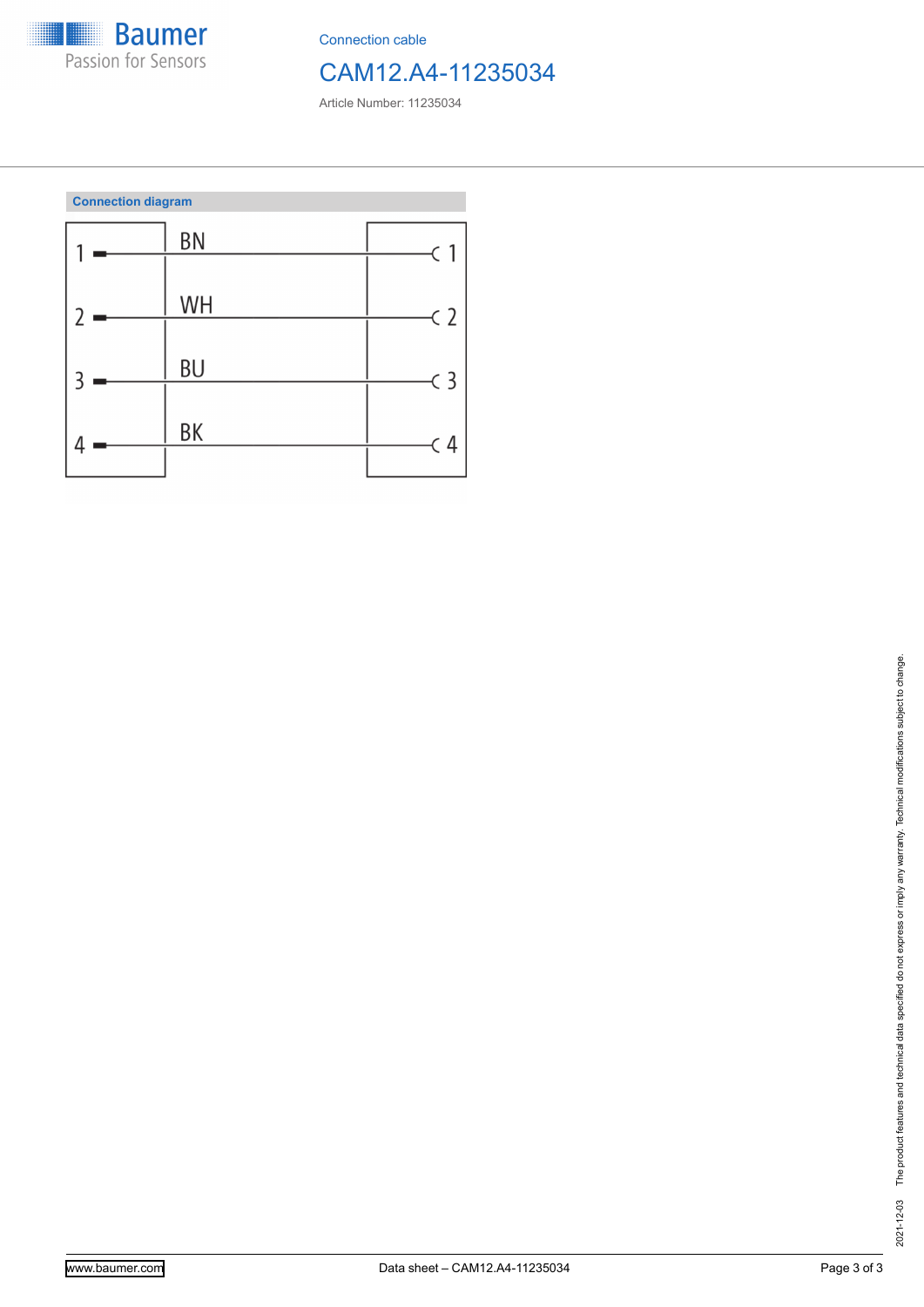Connection cable

# CAM12.A4-11235034

Article Number: 11235034

## Connection diagram

1 BN 1
2 WH 2
3 BU 3
4 BK 4

2021-12-03 The product features and technical data specified do not express or imply any warranty. Technical modifications subject to change.